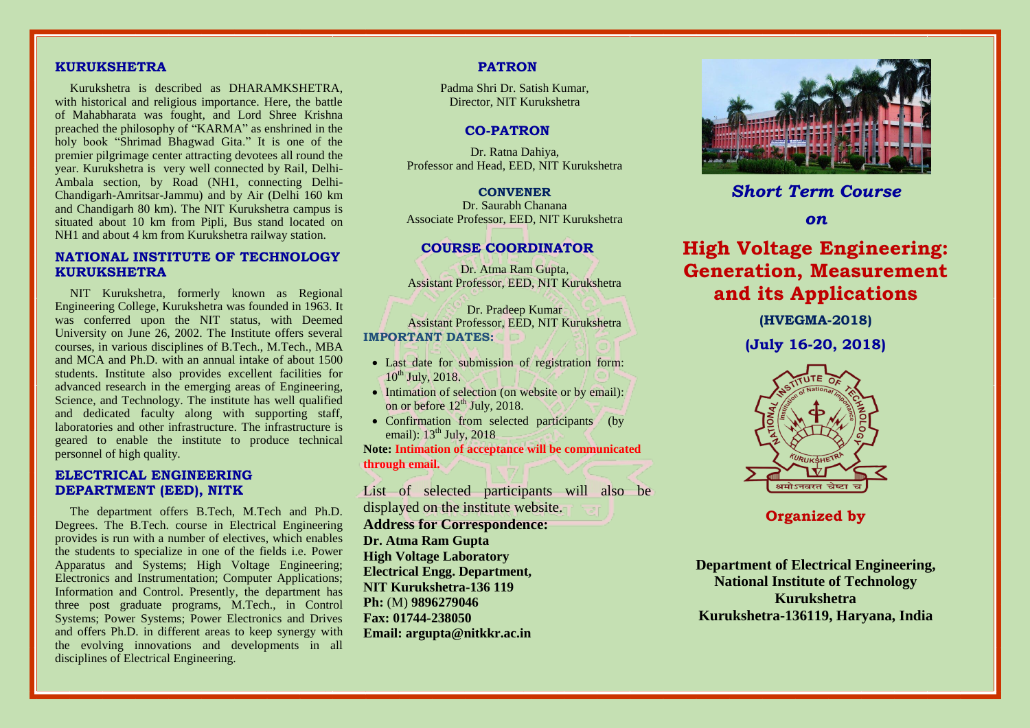## KURUKSHETRA

Kurukshetra is described as DHARAMKSHETRA, with historical and religious importance. Here, the battle of Mahabharata was fought, and Lord Shree Krishna preached the philosophy of "KARMA" as enshrined in the holy book "Shrimad Bhagwad Gita." It is one of the premier pilgrimage center attracting devotees all round the year. Kurukshetra is very well connected by Rail, Delhi-Ambala section, by Road (NH1, connecting Delhi-Chandigarh-Amritsar-Jammu) and by Air (Delhi 160 km and Chandigarh 80 km). The NIT Kurukshetra campus is situated about 10 km from Pipli, Bus stand located on NH1 and about 4 km from Kurukshetra railway station.

## NATIONAL INSTITUTE OF TECHNOLOGY KURUKSHETRA

NIT Kurukshetra, formerly known as Regional Engineering College, Kurukshetra was founded in 1963. It was conferred upon the NIT status, with Deemed University on June 26, 2002. The Institute offers several courses, in various disciplines of B.Tech., M.Tech., MBA and MCA and Ph.D. with an annual intake of about 1500 students. Institute also provides excellent facilities for advanced research in the emerging areas of Engineering, Science, and Technology. The institute has well qualified and dedicated faculty along with supporting staff, laboratories and other infrastructure. The infrastructure is geared to enable the institute to produce technical personnel of high quality.

## ELECTRICAL ENGINEERING DEPARTMENT (EED), NITK

The department offers B.Tech, M.Tech and Ph.D. Degrees. The B.Tech. course in Electrical Engineering provides is run with a number of electives, which enables the students to specialize in one of the fields i.e. Power Apparatus and Systems; High Voltage Engineering; Electronics and Instrumentation; Computer Applications; Information and Control. Presently, the department has three post graduate programs, M.Tech., in Control Systems; Power Systems; Power Electronics and Drives and offers Ph.D. in different areas to keep synergy with the evolving innovations and developments in all disciplines of Electrical Engineering.

## PATRON

Padma Shri Dr. Satish Kumar,
Director, NIT Kurukshetra

## CO-PATRON

Dr. Ratna Dahiya,
Professor and Head, EED, NIT Kurukshetra

## CONVENER

Dr. Saurabh Chanana
Associate Professor, EED, NIT Kurukshetra

## COURSE COORDINATOR

Dr. Atma Ram Gupta,
Assistant Professor, EED, NIT Kurukshetra

Dr. Pradeep Kumar
Assistant Professor, EED, NIT Kurukshetra

## IMPORTANT DATES:

- Last date for submission of registration form: 10th July, 2018.
- Intimation of selection (on website or by email): on or before 12th July, 2018.
- Confirmation from selected participants (by email): 13th July, 2018

**Note: Intimation of acceptance will be communicated through email.**

List of selected participants will also be displayed on the institute website.

**Address for Correspondence:**
**Dr. Atma Ram Gupta**
**High Voltage Laboratory**
**Electrical Engg. Department,**
**NIT Kurukshetra-136 119**
**Ph:** (M) **9896279046**
**Fax: 01744-238050**
**Email: argupta@nitkkr.ac.in**

*Short Term Course*

*on*

# High Voltage Engineering: Generation, Measurement and its Applications

**(HVEGMA-2018)**

**(July 16-20, 2018)**

**Organized by**

**Department of Electrical Engineering,**
**National Institute of Technology**
**Kurukshetra**
**Kurukshetra-136119, Haryana, India**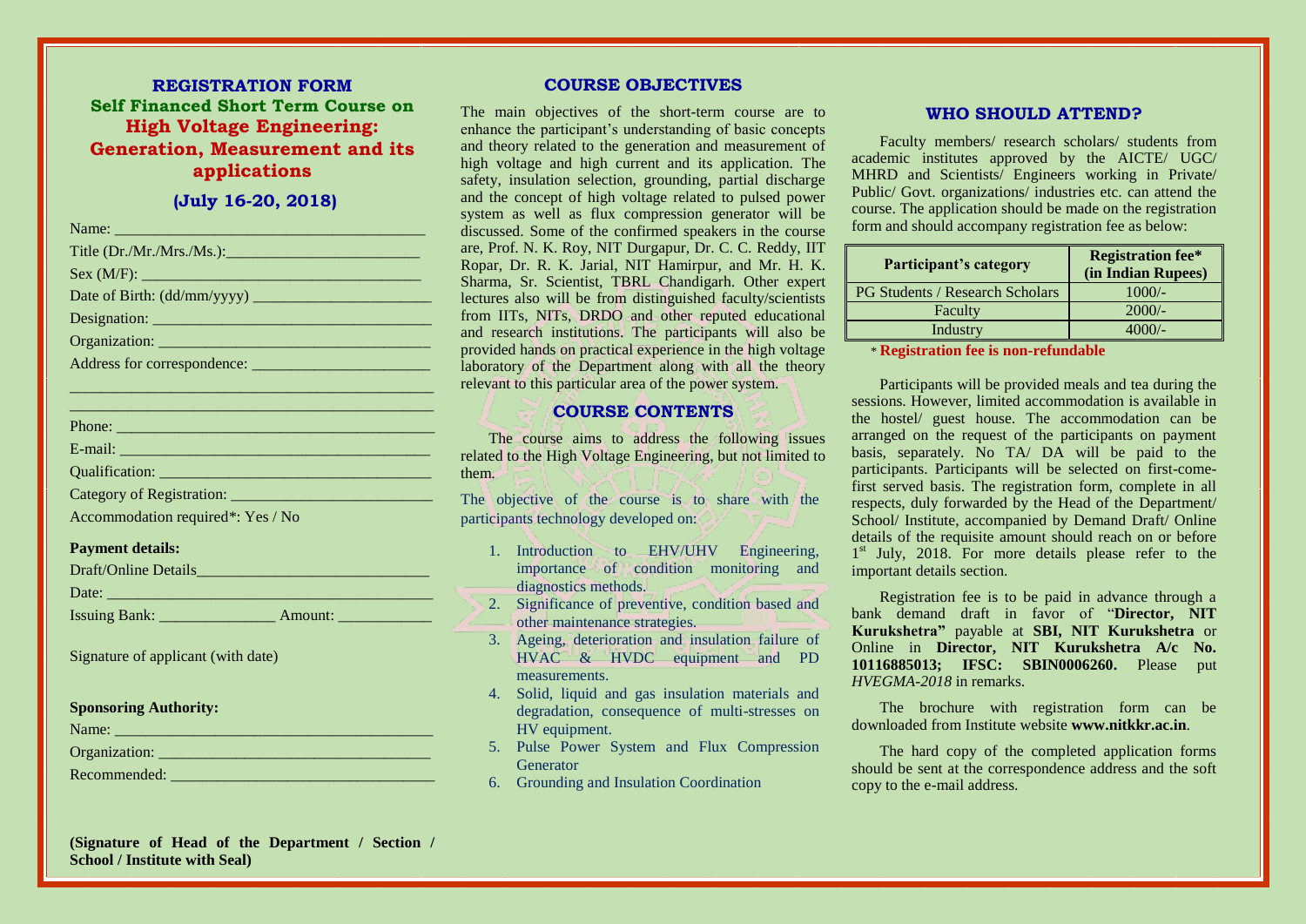## REGISTRATION FORM

### Self Financed Short Term Course on High Voltage Engineering: Generation, Measurement and its applications

### (July 16-20, 2018)

Name: ________________________________________

Title (Dr./Mr./Mrs./Ms.):________________________

Sex (M/F): ___________________________________

Date of Birth: (dd/mm/yyyy) ______________________

Designation: __________________________________

Organization: _________________________________

Address for correspondence: ______________________

_____________________________________________

_____________________________________________

Phone: ______________________________________

E-mail: _____________________________________

Qualification: _________________________________

Category of Registration: _________________________

Accommodation required*: Yes / No

**Payment details:**

Draft/Online Details_____________________________

Date: _______________________________________

Issuing Bank: _______________ Amount: ____________

Signature of applicant (with date)

**Sponsoring Authority:**

Name: ______________________________________

Organization: _________________________________

Recommended: ________________________________

**(Signature of Head of the Department / Section / School / Institute with Seal)**

## COURSE OBJECTIVES

The main objectives of the short-term course are to enhance the participant's understanding of basic concepts and theory related to the generation and measurement of high voltage and high current and its application. The safety, insulation selection, grounding, partial discharge and the concept of high voltage related to pulsed power system as well as flux compression generator will be discussed. Some of the confirmed speakers in the course are, Prof. N. K. Roy, NIT Durgapur, Dr. C. C. Reddy, IIT Ropar, Dr. R. K. Jarial, NIT Hamirpur, and Mr. H. K. Sharma, Sr. Scientist, TBRL Chandigarh. Other expert lectures also will be from distinguished faculty/scientists from IITs, NITs, DRDO and other reputed educational and research institutions. The participants will also be provided hands on practical experience in the high voltage laboratory of the Department along with all the theory relevant to this particular area of the power system.

## COURSE CONTENTS

The course aims to address the following issues related to the High Voltage Engineering, but not limited to them.

The objective of the course is to share with the participants technology developed on:

1. Introduction to EHV/UHV Engineering, importance of condition monitoring and diagnostics methods.
2. Significance of preventive, condition based and other maintenance strategies.
3. Ageing, deterioration and insulation failure of HVAC & HVDC equipment and PD measurements.
4. Solid, liquid and gas insulation materials and degradation, consequence of multi-stresses on HV equipment.
5. Pulse Power System and Flux Compression Generator
6. Grounding and Insulation Coordination

## WHO SHOULD ATTEND?

Faculty members/ research scholars/ students from academic institutes approved by the AICTE/ UGC/ MHRD and Scientists/ Engineers working in Private/ Public/ Govt. organizations/ industries etc. can attend the course. The application should be made on the registration form and should accompany registration fee as below:

| Participant's category | Registration fee* (in Indian Rupees) |
|---|---|
| PG Students / Research Scholars | 1000/- |
| Faculty | 2000/- |
| Industry | 4000/- |

\* **Registration fee is non-refundable**

Participants will be provided meals and tea during the sessions. However, limited accommodation is available in the hostel/ guest house. The accommodation can be arranged on the request of the participants on payment basis, separately. No TA/ DA will be paid to the participants. Participants will be selected on first-come-first served basis. The registration form, complete in all respects, duly forwarded by the Head of the Department/ School/ Institute, accompanied by Demand Draft/ Online details of the requisite amount should reach on or before 1st July, 2018. For more details please refer to the important details section.

Registration fee is to be paid in advance through a bank demand draft in favor of "**Director, NIT Kurukshetra"** payable at **SBI, NIT Kurukshetra** or Online in **Director, NIT Kurukshetra A/c No. 10116885013; IFSC: SBIN0006260.** Please put *HVEGMA-2018* in remarks.

The brochure with registration form can be downloaded from Institute website **www.nitkkr.ac.in**.

The hard copy of the completed application forms should be sent at the correspondence address and the soft copy to the e-mail address.